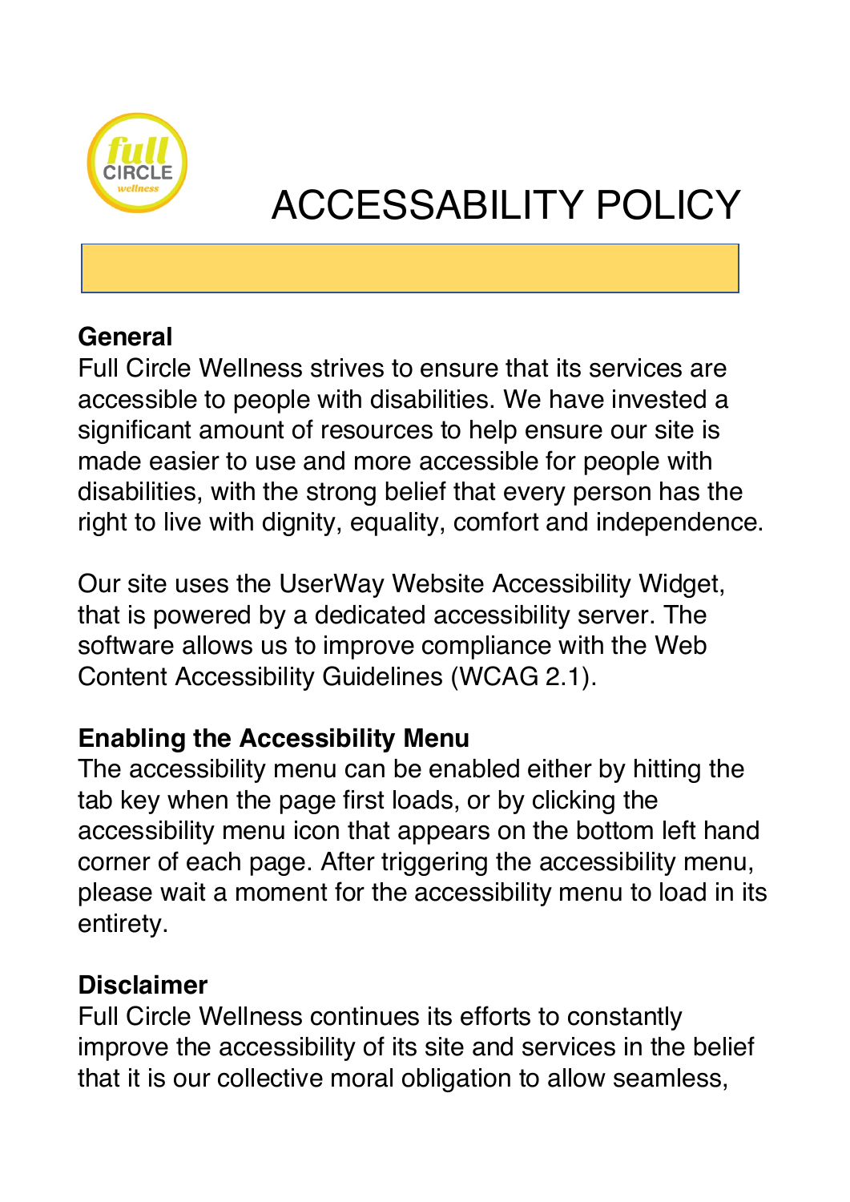# ACCESSABILITY POLICY

**General**

Full Circle Wellness strives to ensure that its services are accessible to people with disabilities. We have invested a significant amount of resources to help ensure our site is made easier to use and more accessible for people with disabilities, with the strong belief that every person has the right to live with dignity, equality, comfort and independence.

Our site uses the UserWay Website Accessibility Widget, that is powered by a dedicated accessibility server. The software allows us to improve compliance with the Web Content Accessibility Guidelines (WCAG 2.1).

**Enabling the Accessibility Menu**

The accessibility menu can be enabled either by hitting the tab key when the page first loads, or by clicking the accessibility menu icon that appears on the bottom left hand corner of each page. After triggering the accessibility menu, please wait a moment for the accessibility menu to load in its entirety.

**Disclaimer**

Full Circle Wellness continues its efforts to constantly improve the accessibility of its site and services in the belief that it is our collective moral obligation to allow seamless,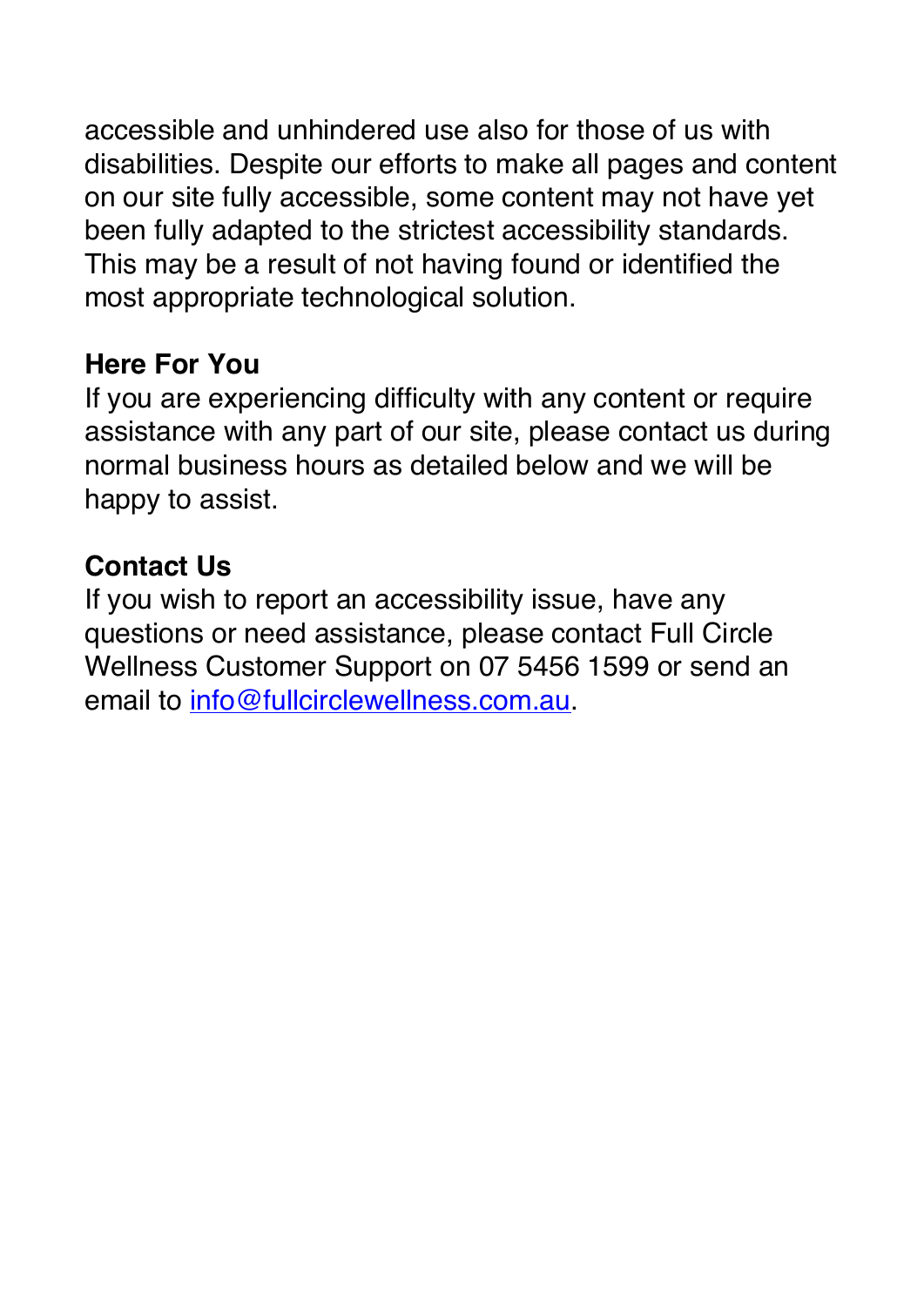accessible and unhindered use also for those of us with disabilities. Despite our efforts to make all pages and content on our site fully accessible, some content may not have yet been fully adapted to the strictest accessibility standards. This may be a result of not having found or identified the most appropriate technological solution.

**Here For You**

If you are experiencing difficulty with any content or require assistance with any part of our site, please contact us during normal business hours as detailed below and we will be happy to assist.

**Contact Us**

If you wish to report an accessibility issue, have any questions or need assistance, please contact Full Circle Wellness Customer Support on 07 5456 1599 or send an email to info@fullcirclewellness.com.au.